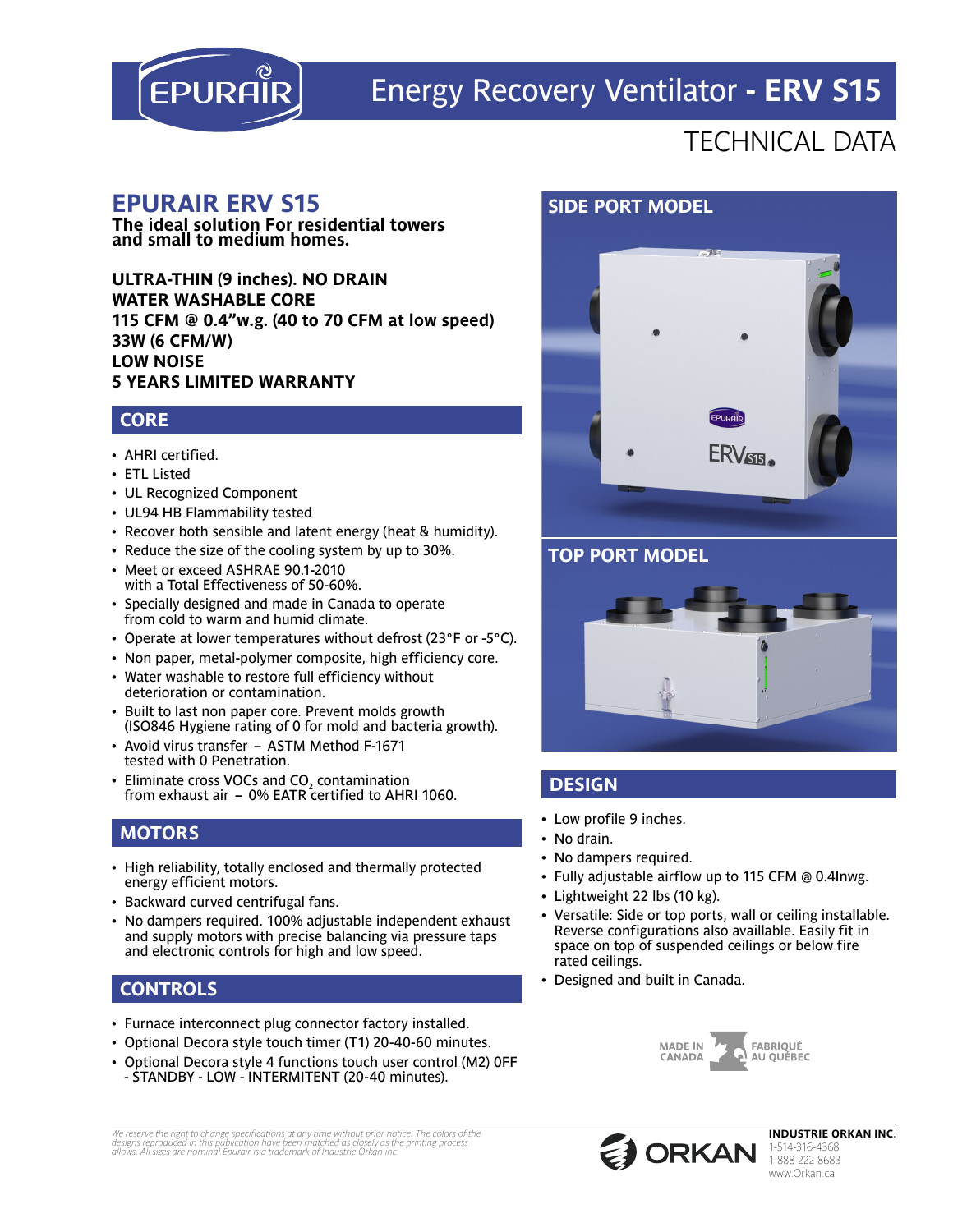# Energy Recovery Ventilator - ERV S15

TECHNICAL DATA

## EPURAIR ERV S15

**The ideal solution For residential towers and small to medium homes.**

**ULTRA-THIN (9 inches). NO DRAIN**
**WATER WASHABLE CORE**
**115 CFM @ 0.4"w.g. (40 to 70 CFM at low speed)**
**33W (6 CFM/W)**
**LOW NOISE**
**5 YEARS LIMITED WARRANTY**

## CORE

- AHRI certified.
- ETL Listed
- UL Recognized Component
- UL94 HB Flammability tested
- Recover both sensible and latent energy (heat & humidity).
- Reduce the size of the cooling system by up to 30%.
- Meet or exceed ASHRAE 90.1-2010 with a Total Effectiveness of 50-60%.
- Specially designed and made in Canada to operate from cold to warm and humid climate.
- Operate at lower temperatures without defrost (23°F or -5°C).
- Non paper, metal-polymer composite, high efficiency core.
- Water washable to restore full efficiency without deterioration or contamination.
- Built to last non paper core. Prevent molds growth (ISO846 Hygiene rating of 0 for mold and bacteria growth).
- Avoid virus transfer – ASTM Method F-1671 tested with 0 Penetration.
- Eliminate cross VOCs and $CO_2$ contamination from exhaust air – 0% EATR certified to AHRI 1060.

## MOTORS

- High reliability, totally enclosed and thermally protected energy efficient motors.
- Backward curved centrifugal fans.
- No dampers required. 100% adjustable independent exhaust and supply motors with precise balancing via pressure taps and electronic controls for high and low speed.

## CONTROLS

- Furnace interconnect plug connector factory installed.
- Optional Decora style touch timer (T1) 20-40-60 minutes.
- Optional Decora style 4 functions touch user control (M2) 0FF - STANDBY - LOW - INTERMITENT (20-40 minutes).

## SIDE PORT MODEL

## TOP PORT MODEL

## DESIGN

- Low profile 9 inches.
- No drain.
- No dampers required.
- Fully adjustable airflow up to 115 CFM @ 0.4Inwg.
- Lightweight 22 lbs (10 kg).
- Versatile: Side or top ports, wall or ceiling installable. Reverse configurations also availlable. Easily fit in space on top of suspended ceilings or below fire rated ceilings.
- Designed and built in Canada.

MADE IN CANADA FABRIQUÉ AU QUÉBEC

*We reserve the right to change specifications at any time without prior notice. The colors of the designs reproduced in this publication have been matched as closely as the printing process allows. All sizes are nominal.Epurair is a trademark of Industrie Orkan inc.*

**INDUSTRIE ORKAN INC.**
1-514-316-4368
1-888-222-8683
www.Orkan.ca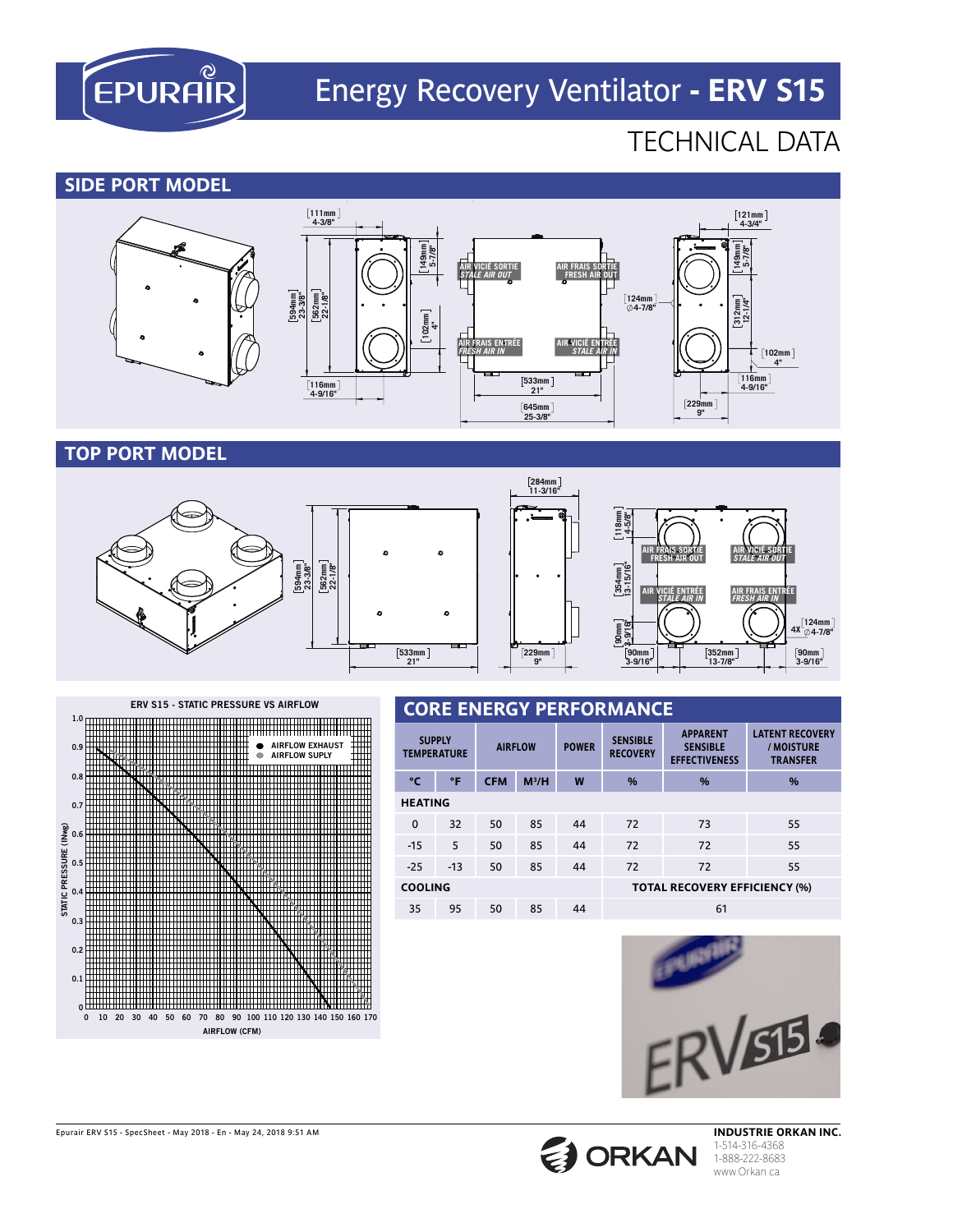# Energy Recovery Ventilator - **ERV S15**

## TECHNICAL DATA

## SIDE PORT MODEL

[111mm] 4-3/8"
[594mm] 23-3/8"
[562mm] 22-1/8"
[149mm] 5-7/8"
[102mm] 4"
[116mm] 4-9/16"
AIR VICIÉ SORTIE / STALE AIR OUT
AIR FRAIS SORTIE / FRESH AIR OUT
AIR FRAIS ENTRÉE / FRESH AIR IN
AIR VICIÉ ENTRÉE / STALE AIR IN
[533mm] 21"
[645mm] 25-3/8"
[124mm] ∅4-7/8"
[121mm] 4-3/4"
[149mm] 5-7/8"
[312mm] 12-1/4"
[102mm] 4"
[116mm] 4-9/16"
[229mm] 9"

## TOP PORT MODEL

[594mm] 23-3/8"
[562mm] 22-1/8"
[533mm] 21"
[284mm] 11-3/16"
[229mm] 9"
[118mm] 4-5/8"
[354mm] 13-15/16"
[90mm] 3-9/16"
AIR FRAIS SORTIE / FRESH AIR OUT
AIR VICIÉ SORTIE / STALE AIR OUT
AIR VICIÉ ENTRÉE / STALE AIR IN
AIR FRAIS ENTRÉE / FRESH AIR IN
[124mm] 4X ∅4-7/8"
[90mm] 3-9/16"
[352mm] 13-7/8"
[90mm] 3-9/16"

ERV S15 - STATIC PRESSURE VS AIRFLOW

AIRFLOW EXHAUST
AIRFLOW SUPLY

STATIC PRESSURE (INwg)
1.0
0.9
0.8
0.7
0.6
0.5
0.4
0.3
0.2
0.1
0

0 10 20 30 40 50 60 70 80 90 100 110 120 130 140 150 160 170
AIRFLOW (CFM)

## CORE ENERGY PERFORMANCE

| SUPPLY TEMPERATURE | | AIRFLOW | | POWER | SENSIBLE RECOVERY | APPARENT SENSIBLE EFFECTIVENESS | LATENT RECOVERY / MOISTURE TRANSFER |
|---|---|---|---|---|---|---|---|
| °C | °F | CFM | M³/H | W | % | % | % |
| **HEATING** | | | | | | | |
| 0 | 32 | 50 | 85 | 44 | 72 | 73 | 55 |
| -15 | 5 | 50 | 85 | 44 | 72 | 72 | 55 |
| -25 | -13 | 50 | 85 | 44 | 72 | 72 | 55 |
| **COOLING** | | | | | **TOTAL RECOVERY EFFICIENCY (%)** | | |
| 35 | 95 | 50 | 85 | 44 | 61 | | |

Epurair ERV S15 - SpecSheet - May 2018 - En - May 24, 2018 9:51 AM

**INDUSTRIE ORKAN INC.**
1-514-316-4368
1-888-222-8683
www.Orkan.ca